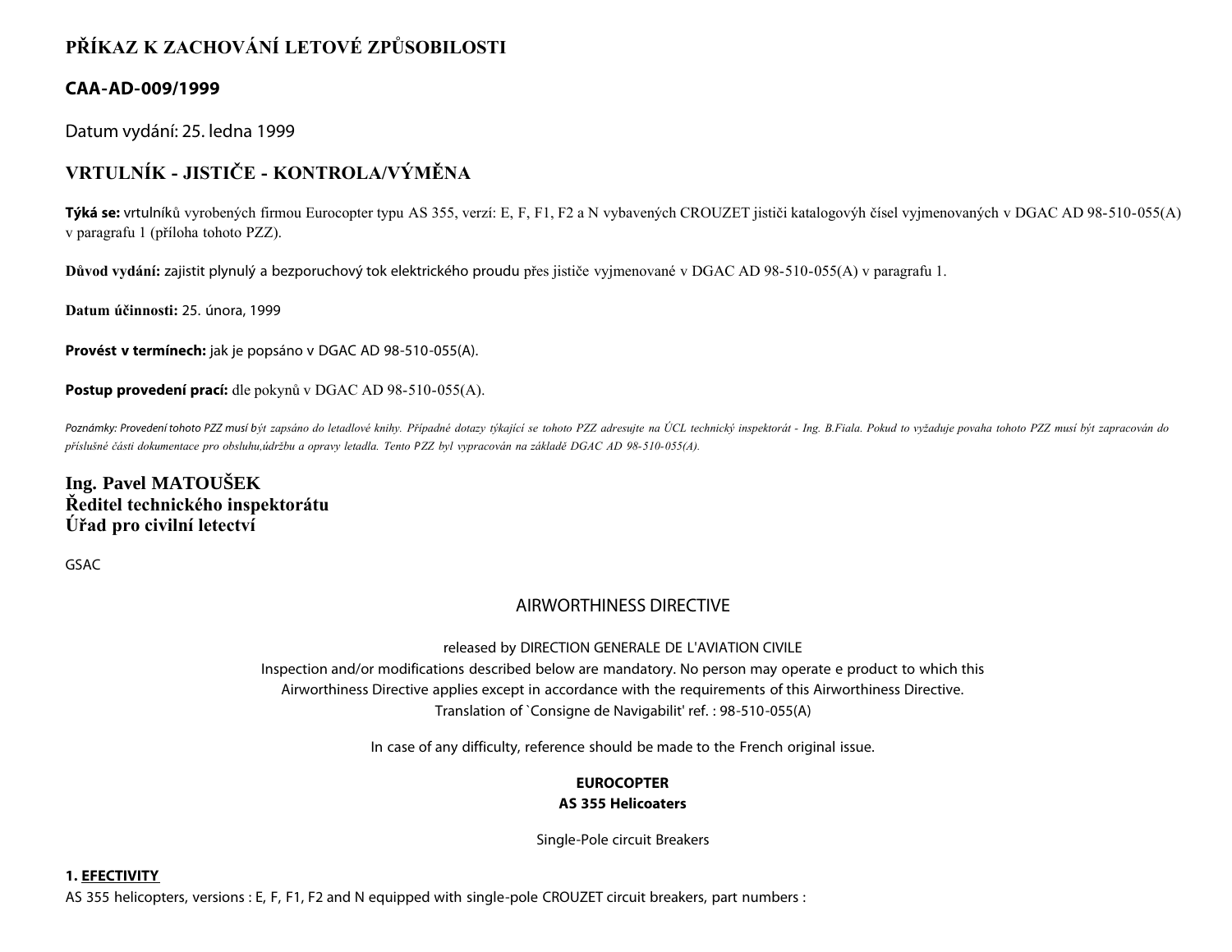# PŘÍKAZ K ZACHOVÁNÍ LETOVÉ ZPŮSOBILOSTI

## CAA-AD-009/1999

Datum vydání: 25. ledna 1999

## VRTULNÍK - JISTIČE - KONTROLA/VÝMĚNA

**Týká se:** vrtulníků vyrobených firmou Eurocopter typu AS 355, verzí: E, F, F1, F2 a N vybavených CROUZET jističi katalogovýh čísel vyjmenovaných v DGAC AD 98-510-055(A) v paragrafu 1 (příloha tohoto PZZ).

**Důvod vydání:** zajistit plynulý a bezporuchový tok elektrického proudu přes jističe vyjmenované v DGAC AD 98-510-055(A) v paragrafu 1.

**Datum účinnosti:** 25. února, 1999

**Provést v termínech:** jak je popsáno v DGAC AD 98-510-055(A).

**Postup provedení prací:** dle pokynů v DGAC AD 98-510-055(A).

*Poznámky: Provedení tohoto PZZ musí být zapsáno do letadlové knihy. Případné dotazy týkající se tohoto PZZ adresujte na ÚCL technický inspektorát - Ing. B.Fiala. Pokud to vyžaduje povaha tohoto PZZ musí být zapracován do příslušné části dokumentace pro obsluhu,údržbu a opravy letadla. Tento PZZ byl vypracován na základě DGAC AD 98-510-055(A).*

**Ing. Pavel MATOUŠEK**
**Ředitel technického inspektorátu**
**Úřad pro civilní letectví**

GSAC

AIRWORTHINESS DIRECTIVE

released by DIRECTION GENERALE DE L'AVIATION CIVILE
Inspection and/or modifications described below are mandatory. No person may operate e product to which this Airworthiness Directive applies except in accordance with the requirements of this Airworthiness Directive.
Translation of `Consigne de Navigabilit' ref. : 98-510-055(A)

In case of any difficulty, reference should be made to the French original issue.

**EUROCOPTER**
**AS 355 Helicoaters**

Single-Pole circuit Breakers

**1. EFECTIVITY**

AS 355 helicopters, versions : E, F, F1, F2 and N equipped with single-pole CROUZET circuit breakers, part numbers :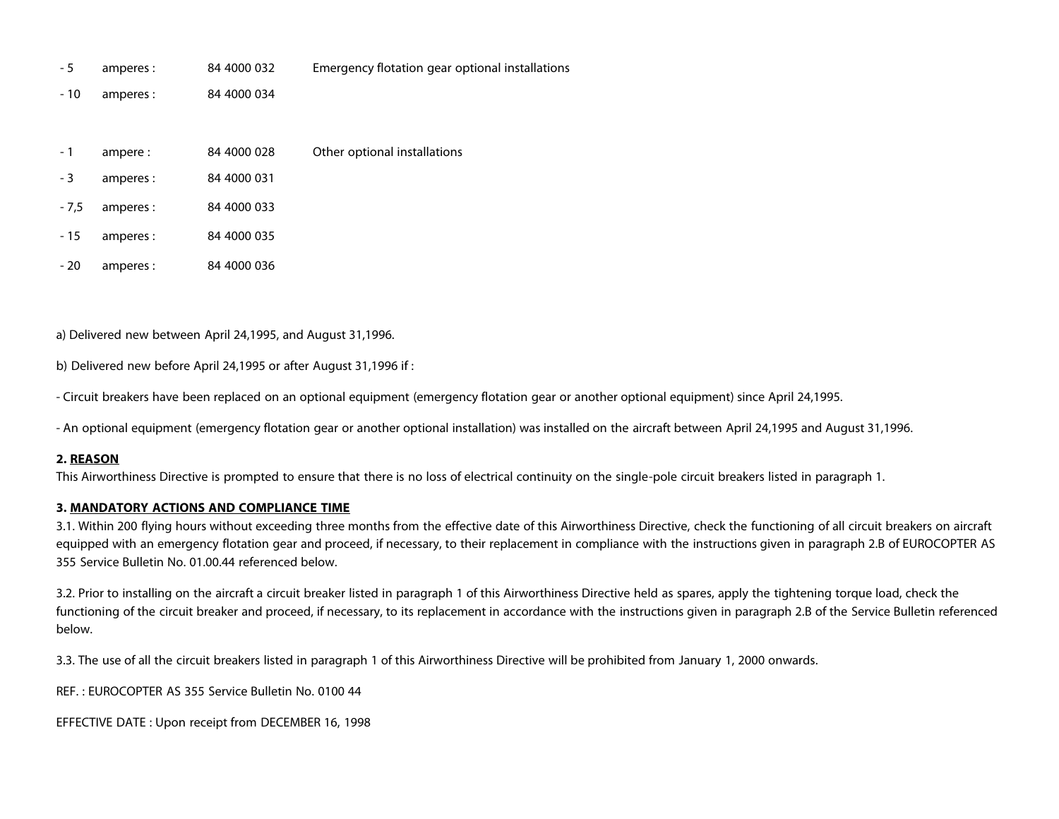| | | | |
|---|---|---|---|
| - 5 | amperes : | 84 4000 032 | Emergency flotation gear optional installations |
| - 10 | amperes : | 84 4000 034 | |
| | | | |
| - 1 | ampere : | 84 4000 028 | Other optional installations |
| - 3 | amperes : | 84 4000 031 | |
| - 7,5 | amperes : | 84 4000 033 | |
| - 15 | amperes : | 84 4000 035 | |
| - 20 | amperes : | 84 4000 036 | |

a) Delivered new between April 24,1995, and August 31,1996.

b) Delivered new before April 24,1995 or after August 31,1996 if :

- Circuit breakers have been replaced on an optional equipment (emergency flotation gear or another optional equipment) since April 24,1995.

- An optional equipment (emergency flotation gear or another optional installation) was installed on the aircraft between April 24,1995 and August 31,1996.

**2. <u>REASON</u>**

This Airworthiness Directive is prompted to ensure that there is no loss of electrical continuity on the single-pole circuit breakers listed in paragraph 1.

**3. <u>MANDATORY ACTIONS AND COMPLIANCE TIME</u>**

3.1. Within 200 flying hours without exceeding three months from the effective date of this Airworthiness Directive, check the functioning of all circuit breakers on aircraft equipped with an emergency flotation gear and proceed, if necessary, to their replacement in compliance with the instructions given in paragraph 2.B of EUROCOPTER AS 355 Service Bulletin No. 01.00.44 referenced below.

3.2. Prior to installing on the aircraft a circuit breaker listed in paragraph 1 of this Airworthiness Directive held as spares, apply the tightening torque load, check the functioning of the circuit breaker and proceed, if necessary, to its replacement in accordance with the instructions given in paragraph 2.B of the Service Bulletin referenced below.

3.3. The use of all the circuit breakers listed in paragraph 1 of this Airworthiness Directive will be prohibited from January 1, 2000 onwards.

REF. : EUROCOPTER AS 355 Service Bulletin No. 0100 44

EFFECTIVE DATE : Upon receipt from DECEMBER 16, 1998